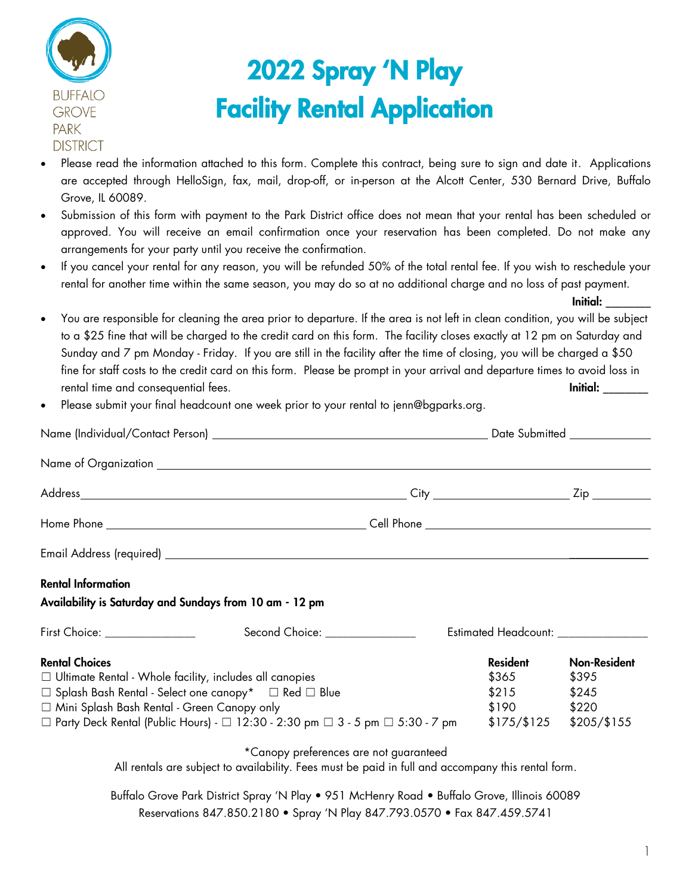BUFFALO GROVE PARK DISTRICT

# 2022 Spray 'N Play
# Facility Rental Application

- Please read the information attached to this form. Complete this contract, being sure to sign and date it. Applications are accepted through HelloSign, fax, mail, drop-off, or in-person at the Alcott Center, 530 Bernard Drive, Buffalo Grove, IL 60089.
- Submission of this form with payment to the Park District office does not mean that your rental has been scheduled or approved. You will receive an email confirmation once your reservation has been completed. Do not make any arrangements for your party until you receive the confirmation.
- If you cancel your rental for any reason, you will be refunded 50% of the total rental fee. If you wish to reschedule your rental for another time within the same season, you may do so at no additional charge and no loss of past payment.

  **Initial:** _______
- You are responsible for cleaning the area prior to departure. If the area is not left in clean condition, you will be subject to a $25 fine that will be charged to the credit card on this form. The facility closes exactly at 12 pm on Saturday and Sunday and 7 pm Monday - Friday. If you are still in the facility after the time of closing, you will be charged a $50 fine for staff costs to the credit card on this form. Please be prompt in your arrival and departure times to avoid loss in rental time and consequential fees. **Initial:** _______
- Please submit your final headcount one week prior to your rental to jenn@bgparks.org.

Name (Individual/Contact Person) ______________________________ Date Submitted ____________

Name of Organization ______________________________________________

Address ______________________________ City ____________________ Zip __________

Home Phone ____________________________ Cell Phone ____________________________

Email Address (required) ______________________________________________

**Rental Information**

**Availability is Saturday and Sundays from 10 am - 12 pm**

First Choice: _______________ Second Choice: _______________ Estimated Headcount: _______________

| **Rental Choices** | **Resident** | **Non-Resident** |
|---|---|---|
| ☐ Ultimate Rental - Whole facility, includes all canopies | $365 | $395 |
| ☐ Splash Bash Rental - Select one canopy* ☐ Red ☐ Blue | $215 | $245 |
| ☐ Mini Splash Bash Rental - Green Canopy only | $190 | $220 |
| ☐ Party Deck Rental (Public Hours) - ☐ 12:30 - 2:30 pm ☐ 3 - 5 pm ☐ 5:30 - 7 pm | $175/$125 | $205/$155 |

*Canopy preferences are not guaranteed

All rentals are subject to availability. Fees must be paid in full and accompany this rental form.

Buffalo Grove Park District Spray 'N Play • 951 McHenry Road • Buffalo Grove, Illinois 60089

Reservations 847.850.2180 • Spray 'N Play 847.793.0570 • Fax 847.459.5741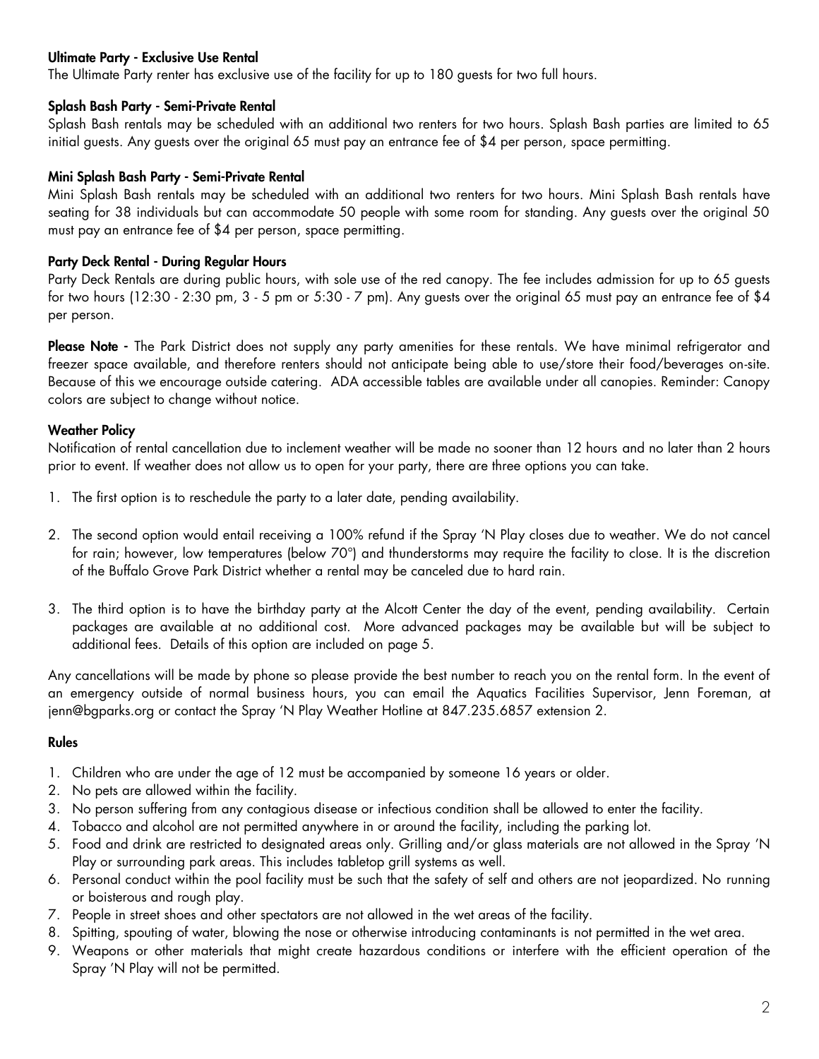**Ultimate Party - Exclusive Use Rental**

The Ultimate Party renter has exclusive use of the facility for up to 180 guests for two full hours.

**Splash Bash Party - Semi-Private Rental**

Splash Bash rentals may be scheduled with an additional two renters for two hours. Splash Bash parties are limited to 65 initial guests. Any guests over the original 65 must pay an entrance fee of $4 per person, space permitting.

**Mini Splash Bash Party - Semi-Private Rental**

Mini Splash Bash rentals may be scheduled with an additional two renters for two hours. Mini Splash Bash rentals have seating for 38 individuals but can accommodate 50 people with some room for standing. Any guests over the original 50 must pay an entrance fee of $4 per person, space permitting.

**Party Deck Rental - During Regular Hours**

Party Deck Rentals are during public hours, with sole use of the red canopy. The fee includes admission for up to 65 guests for two hours (12:30 - 2:30 pm, 3 - 5 pm or 5:30 - 7 pm). Any guests over the original 65 must pay an entrance fee of $4 per person.

**Please Note -** The Park District does not supply any party amenities for these rentals. We have minimal refrigerator and freezer space available, and therefore renters should not anticipate being able to use/store their food/beverages on-site. Because of this we encourage outside catering. ADA accessible tables are available under all canopies. Reminder: Canopy colors are subject to change without notice.

**Weather Policy**

Notification of rental cancellation due to inclement weather will be made no sooner than 12 hours and no later than 2 hours prior to event. If weather does not allow us to open for your party, there are three options you can take.

1. The first option is to reschedule the party to a later date, pending availability.
2. The second option would entail receiving a 100% refund if the Spray 'N Play closes due to weather. We do not cancel for rain; however, low temperatures (below 70°) and thunderstorms may require the facility to close. It is the discretion of the Buffalo Grove Park District whether a rental may be canceled due to hard rain.
3. The third option is to have the birthday party at the Alcott Center the day of the event, pending availability. Certain packages are available at no additional cost. More advanced packages may be available but will be subject to additional fees. Details of this option are included on page 5.

Any cancellations will be made by phone so please provide the best number to reach you on the rental form. In the event of an emergency outside of normal business hours, you can email the Aquatics Facilities Supervisor, Jenn Foreman, at jenn@bgparks.org or contact the Spray 'N Play Weather Hotline at 847.235.6857 extension 2.

**Rules**

1. Children who are under the age of 12 must be accompanied by someone 16 years or older.
2. No pets are allowed within the facility.
3. No person suffering from any contagious disease or infectious condition shall be allowed to enter the facility.
4. Tobacco and alcohol are not permitted anywhere in or around the facility, including the parking lot.
5. Food and drink are restricted to designated areas only. Grilling and/or glass materials are not allowed in the Spray 'N Play or surrounding park areas. This includes tabletop grill systems as well.
6. Personal conduct within the pool facility must be such that the safety of self and others are not jeopardized. No running or boisterous and rough play.
7. People in street shoes and other spectators are not allowed in the wet areas of the facility.
8. Spitting, spouting of water, blowing the nose or otherwise introducing contaminants is not permitted in the wet area.
9. Weapons or other materials that might create hazardous conditions or interfere with the efficient operation of the Spray 'N Play will not be permitted.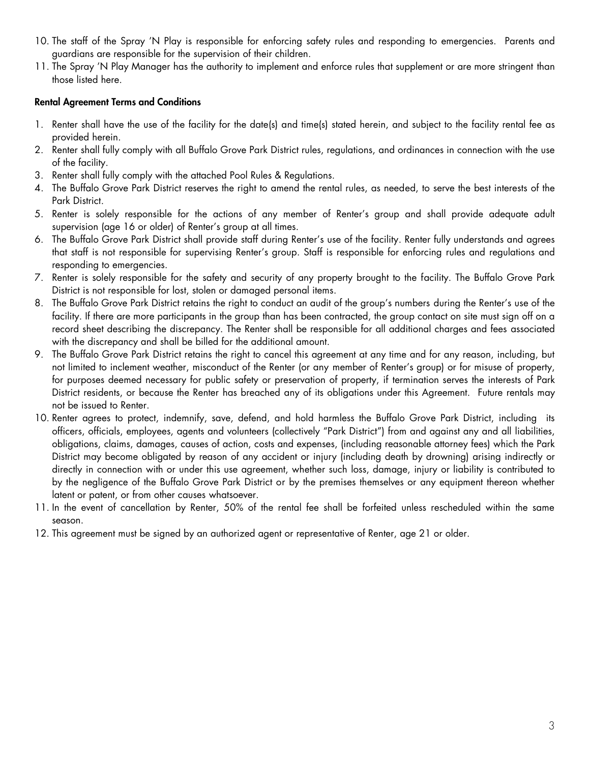10. The staff of the Spray 'N Play is responsible for enforcing safety rules and responding to emergencies. Parents and guardians are responsible for the supervision of their children.
11. The Spray 'N Play Manager has the authority to implement and enforce rules that supplement or are more stringent than those listed here.

**Rental Agreement Terms and Conditions**

1. Renter shall have the use of the facility for the date(s) and time(s) stated herein, and subject to the facility rental fee as provided herein.
2. Renter shall fully comply with all Buffalo Grove Park District rules, regulations, and ordinances in connection with the use of the facility.
3. Renter shall fully comply with the attached Pool Rules & Regulations.
4. The Buffalo Grove Park District reserves the right to amend the rental rules, as needed, to serve the best interests of the Park District.
5. Renter is solely responsible for the actions of any member of Renter's group and shall provide adequate adult supervision (age 16 or older) of Renter's group at all times.
6. The Buffalo Grove Park District shall provide staff during Renter's use of the facility. Renter fully understands and agrees that staff is not responsible for supervising Renter's group. Staff is responsible for enforcing rules and regulations and responding to emergencies.
7. Renter is solely responsible for the safety and security of any property brought to the facility. The Buffalo Grove Park District is not responsible for lost, stolen or damaged personal items.
8. The Buffalo Grove Park District retains the right to conduct an audit of the group's numbers during the Renter's use of the facility. If there are more participants in the group than has been contracted, the group contact on site must sign off on a record sheet describing the discrepancy. The Renter shall be responsible for all additional charges and fees associated with the discrepancy and shall be billed for the additional amount.
9. The Buffalo Grove Park District retains the right to cancel this agreement at any time and for any reason, including, but not limited to inclement weather, misconduct of the Renter (or any member of Renter's group) or for misuse of property, for purposes deemed necessary for public safety or preservation of property, if termination serves the interests of Park District residents, or because the Renter has breached any of its obligations under this Agreement. Future rentals may not be issued to Renter.
10. Renter agrees to protect, indemnify, save, defend, and hold harmless the Buffalo Grove Park District, including its officers, officials, employees, agents and volunteers (collectively "Park District") from and against any and all liabilities, obligations, claims, damages, causes of action, costs and expenses, (including reasonable attorney fees) which the Park District may become obligated by reason of any accident or injury (including death by drowning) arising indirectly or directly in connection with or under this use agreement, whether such loss, damage, injury or liability is contributed to by the negligence of the Buffalo Grove Park District or by the premises themselves or any equipment thereon whether latent or patent, or from other causes whatsoever.
11. In the event of cancellation by Renter, 50% of the rental fee shall be forfeited unless rescheduled within the same season.
12. This agreement must be signed by an authorized agent or representative of Renter, age 21 or older.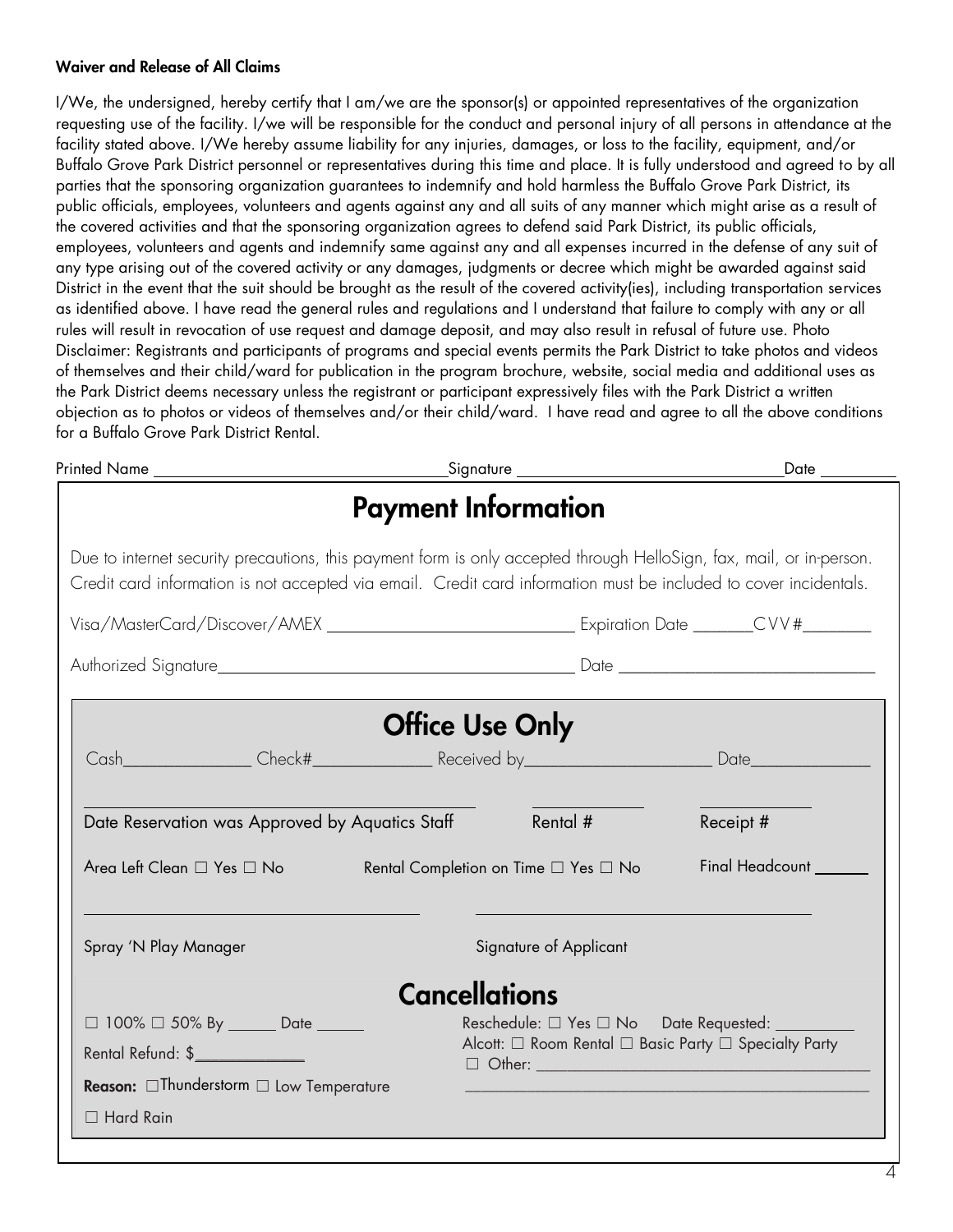**Waiver and Release of All Claims**

I/We, the undersigned, hereby certify that I am/we are the sponsor(s) or appointed representatives of the organization requesting use of the facility. I/we will be responsible for the conduct and personal injury of all persons in attendance at the facility stated above. I/We hereby assume liability for any injuries, damages, or loss to the facility, equipment, and/or Buffalo Grove Park District personnel or representatives during this time and place. It is fully understood and agreed to by all parties that the sponsoring organization guarantees to indemnify and hold harmless the Buffalo Grove Park District, its public officials, employees, volunteers and agents against any and all suits of any manner which might arise as a result of the covered activities and that the sponsoring organization agrees to defend said Park District, its public officials, employees, volunteers and agents and indemnify same against any and all expenses incurred in the defense of any suit of any type arising out of the covered activity or any damages, judgments or decree which might be awarded against said District in the event that the suit should be brought as the result of the covered activity(ies), including transportation services as identified above. I have read the general rules and regulations and I understand that failure to comply with any or all rules will result in revocation of use request and damage deposit, and may also result in refusal of future use. Photo Disclaimer: Registrants and participants of programs and special events permits the Park District to take photos and videos of themselves and their child/ward for publication in the program brochure, website, social media and additional uses as the Park District deems necessary unless the registrant or participant expressively files with the Park District a written objection as to photos or videos of themselves and/or their child/ward. I have read and agree to all the above conditions for a Buffalo Grove Park District Rental.

Printed Name ______________________ Signature ______________________ Date __________

# Payment Information

Due to internet security precautions, this payment form is only accepted through HelloSign, fax, mail, or in-person. Credit card information is not accepted via email. Credit card information must be included to cover incidentals.

Visa/MasterCard/Discover/AMEX ______________________ Expiration Date _______ CVV# ________

Authorized Signature ______________________ Date ______________________

## Office Use Only

Cash______________ Check#______________ Received by______________ Date______________

______________________ Date Reservation was Approved by Aquatics Staff

__________ Rental #

__________ Receipt #

Area Left Clean ☐ Yes ☐ No

Rental Completion on Time ☐ Yes ☐ No

Final Headcount ______

______________________ Spray 'N Play Manager

______________________ Signature of Applicant

## Cancellations

☐ 100% ☐ 50% By ______ Date ______

Rental Refund: $____________

**Reason:** ☐ Thunderstorm ☐ Low Temperature

☐ Hard Rain

Reschedule: ☐ Yes ☐ No Date Requested: __________

Alcott: ☐ Room Rental ☐ Basic Party ☐ Specialty Party

☐ Other: ______________________

______________________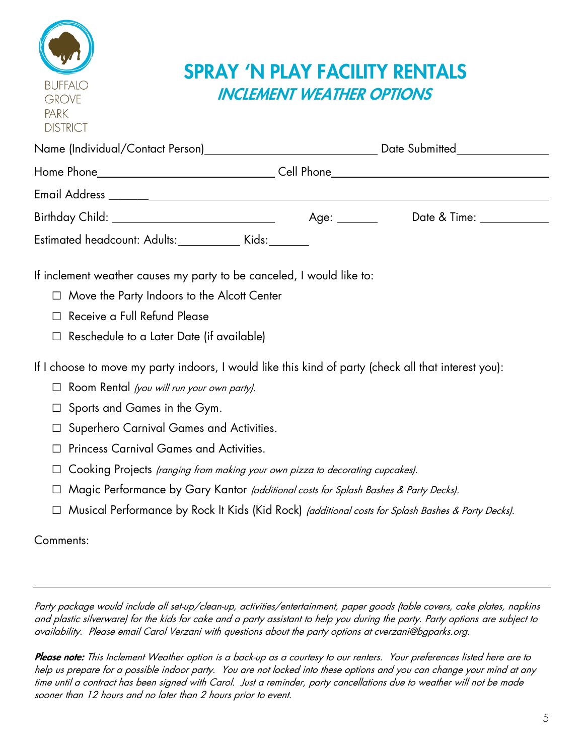BUFFALO GROVE PARK DISTRICT

# SPRAY 'N PLAY FACILITY RENTALS

## *INCLEMENT WEATHER OPTIONS*

Name (Individual/Contact Person)____________________ Date Submitted____________

Home Phone____________________ Cell Phone____________________

Email Address ________________________________________

Birthday Child: ____________________ Age: ______ Date & Time: __________

Estimated headcount: Adults:________ Kids:______

If inclement weather causes my party to be canceled, I would like to:

- ☐ Move the Party Indoors to the Alcott Center
- ☐ Receive a Full Refund Please
- ☐ Reschedule to a Later Date (if available)

If I choose to move my party indoors, I would like this kind of party (check all that interest you):

- ☐ Room Rental *(you will run your own party).*
- ☐ Sports and Games in the Gym.
- ☐ Superhero Carnival Games and Activities.
- ☐ Princess Carnival Games and Activities.
- ☐ Cooking Projects *(ranging from making your own pizza to decorating cupcakes).*
- ☐ Magic Performance by Gary Kantor *(additional costs for Splash Bashes & Party Decks).*
- ☐ Musical Performance by Rock It Kids (Kid Rock) *(additional costs for Splash Bashes & Party Decks).*

Comments:

---

*Party package would include all set-up/clean-up, activities/entertainment, paper goods (table covers, cake plates, napkins and plastic silverware) for the kids for cake and a party assistant to help you during the party. Party options are subject to availability. Please email Carol Verzani with questions about the party options at cverzani@bgparks.org.*

***Please note:*** *This Inclement Weather option is a back-up as a courtesy to our renters. Your preferences listed here are to help us prepare for a possible indoor party. You are not locked into these options and you can change your mind at any time until a contract has been signed with Carol. Just a reminder, party cancellations due to weather will not be made sooner than 12 hours and no later than 2 hours prior to event.*